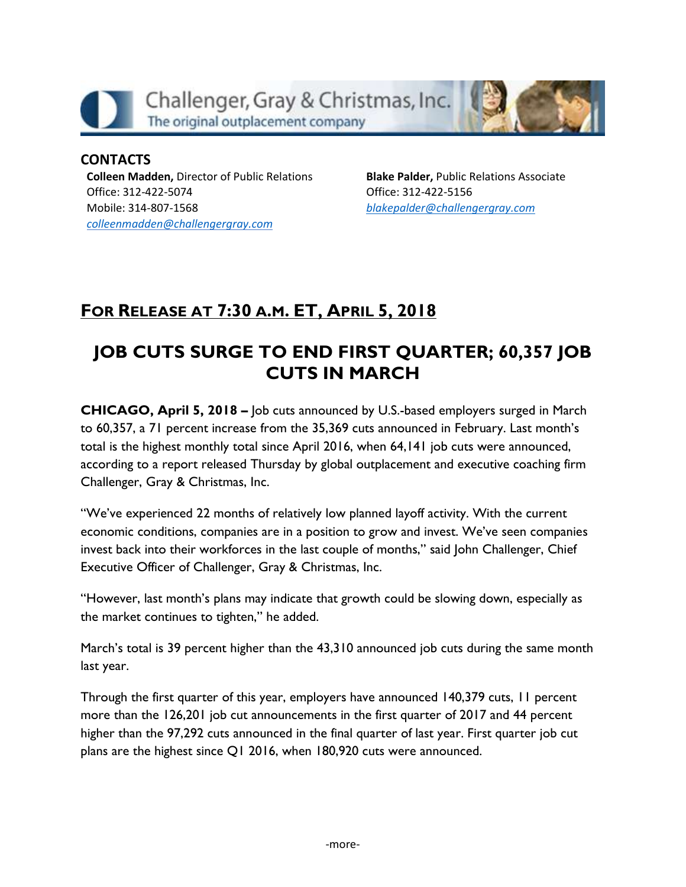Challenger, Gray & Christmas, Inc.
The original outplacement company

**CONTACTS**

**Colleen Madden,** Director of Public Relations
Office: 312-422-5074
Mobile: 314-807-1568
colleenmadden@challengergray.com

**Blake Palder,** Public Relations Associate
Office: 312-422-5156
blakepalder@challengergray.com

## FOR RELEASE AT 7:30 A.M. ET, APRIL 5, 2018

# JOB CUTS SURGE TO END FIRST QUARTER; 60,357 JOB CUTS IN MARCH

**CHICAGO, April 5, 2018 –** Job cuts announced by U.S.-based employers surged in March to 60,357, a 71 percent increase from the 35,369 cuts announced in February. Last month's total is the highest monthly total since April 2016, when 64,141 job cuts were announced, according to a report released Thursday by global outplacement and executive coaching firm Challenger, Gray & Christmas, Inc.

"We've experienced 22 months of relatively low planned layoff activity. With the current economic conditions, companies are in a position to grow and invest. We've seen companies invest back into their workforces in the last couple of months," said John Challenger, Chief Executive Officer of Challenger, Gray & Christmas, Inc.

"However, last month's plans may indicate that growth could be slowing down, especially as the market continues to tighten," he added.

March's total is 39 percent higher than the 43,310 announced job cuts during the same month last year.

Through the first quarter of this year, employers have announced 140,379 cuts, 11 percent more than the 126,201 job cut announcements in the first quarter of 2017 and 44 percent higher than the 97,292 cuts announced in the final quarter of last year. First quarter job cut plans are the highest since Q1 2016, when 180,920 cuts were announced.

-more-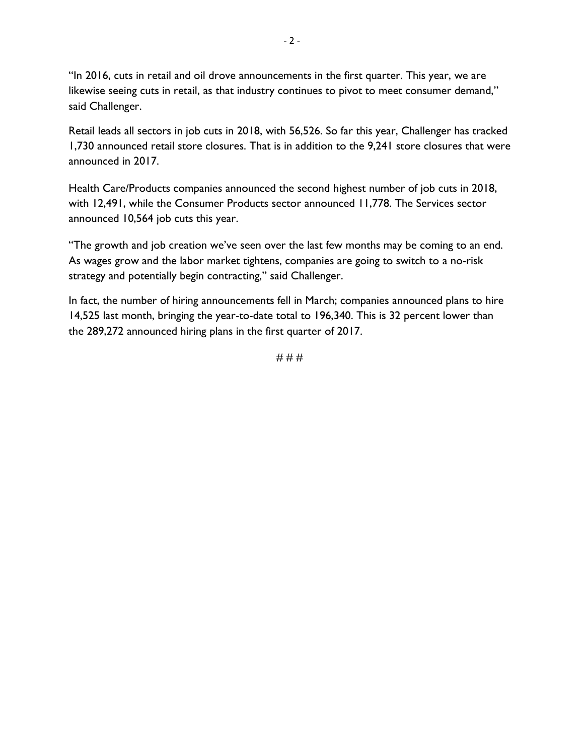"In 2016, cuts in retail and oil drove announcements in the first quarter. This year, we are likewise seeing cuts in retail, as that industry continues to pivot to meet consumer demand," said Challenger.

Retail leads all sectors in job cuts in 2018, with 56,526. So far this year, Challenger has tracked 1,730 announced retail store closures. That is in addition to the 9,241 store closures that were announced in 2017.

Health Care/Products companies announced the second highest number of job cuts in 2018, with 12,491, while the Consumer Products sector announced 11,778. The Services sector announced 10,564 job cuts this year.

"The growth and job creation we've seen over the last few months may be coming to an end. As wages grow and the labor market tightens, companies are going to switch to a no-risk strategy and potentially begin contracting," said Challenger.

In fact, the number of hiring announcements fell in March; companies announced plans to hire 14,525 last month, bringing the year-to-date total to 196,340. This is 32 percent lower than the 289,272 announced hiring plans in the first quarter of 2017.

# # #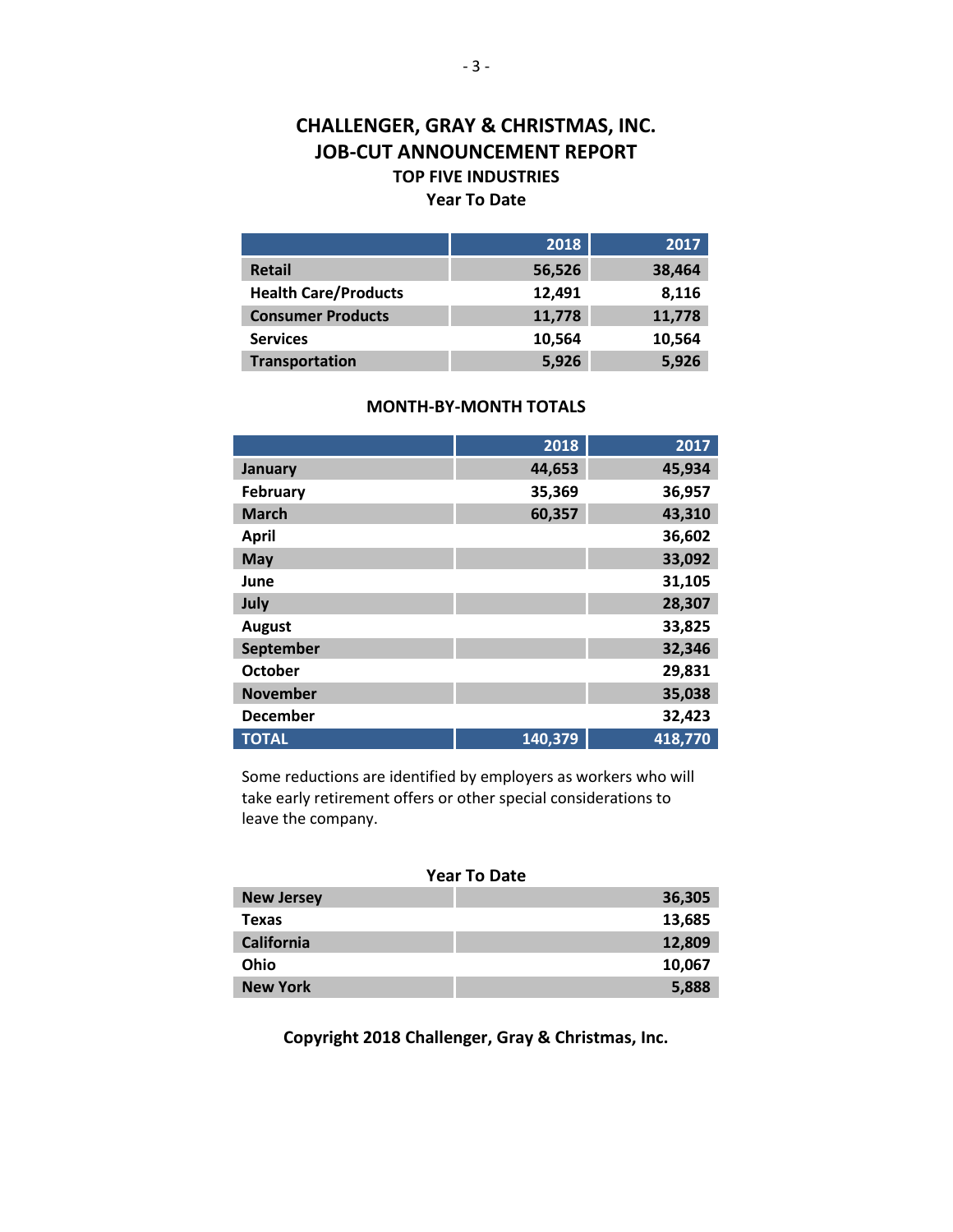# CHALLENGER, GRAY & CHRISTMAS, INC.
# JOB-CUT ANNOUNCEMENT REPORT

### TOP FIVE INDUSTRIES
### Year To Date

| | 2018 | 2017 |
|---|---|---|
| **Retail** | **56,526** | **38,464** |
| **Health Care/Products** | **12,491** | **8,116** |
| **Consumer Products** | **11,778** | **11,778** |
| **Services** | **10,564** | **10,564** |
| **Transportation** | **5,926** | **5,926** |

### MONTH-BY-MONTH TOTALS

| | 2018 | 2017 |
|---|---|---|
| **January** | **44,653** | **45,934** |
| **February** | **35,369** | **36,957** |
| **March** | **60,357** | **43,310** |
| **April** | | **36,602** |
| **May** | | **33,092** |
| **June** | | **31,105** |
| **July** | | **28,307** |
| **August** | | **33,825** |
| **September** | | **32,346** |
| **October** | | **29,831** |
| **November** | | **35,038** |
| **December** | | **32,423** |
| **TOTAL** | **140,379** | **418,770** |

Some reductions are identified by employers as workers who will take early retirement offers or other special considerations to leave the company.

### Year To Date

| | |
|---|---|
| **New Jersey** | **36,305** |
| **Texas** | **13,685** |
| **California** | **12,809** |
| **Ohio** | **10,067** |
| **New York** | **5,888** |

**Copyright 2018 Challenger, Gray & Christmas, Inc.**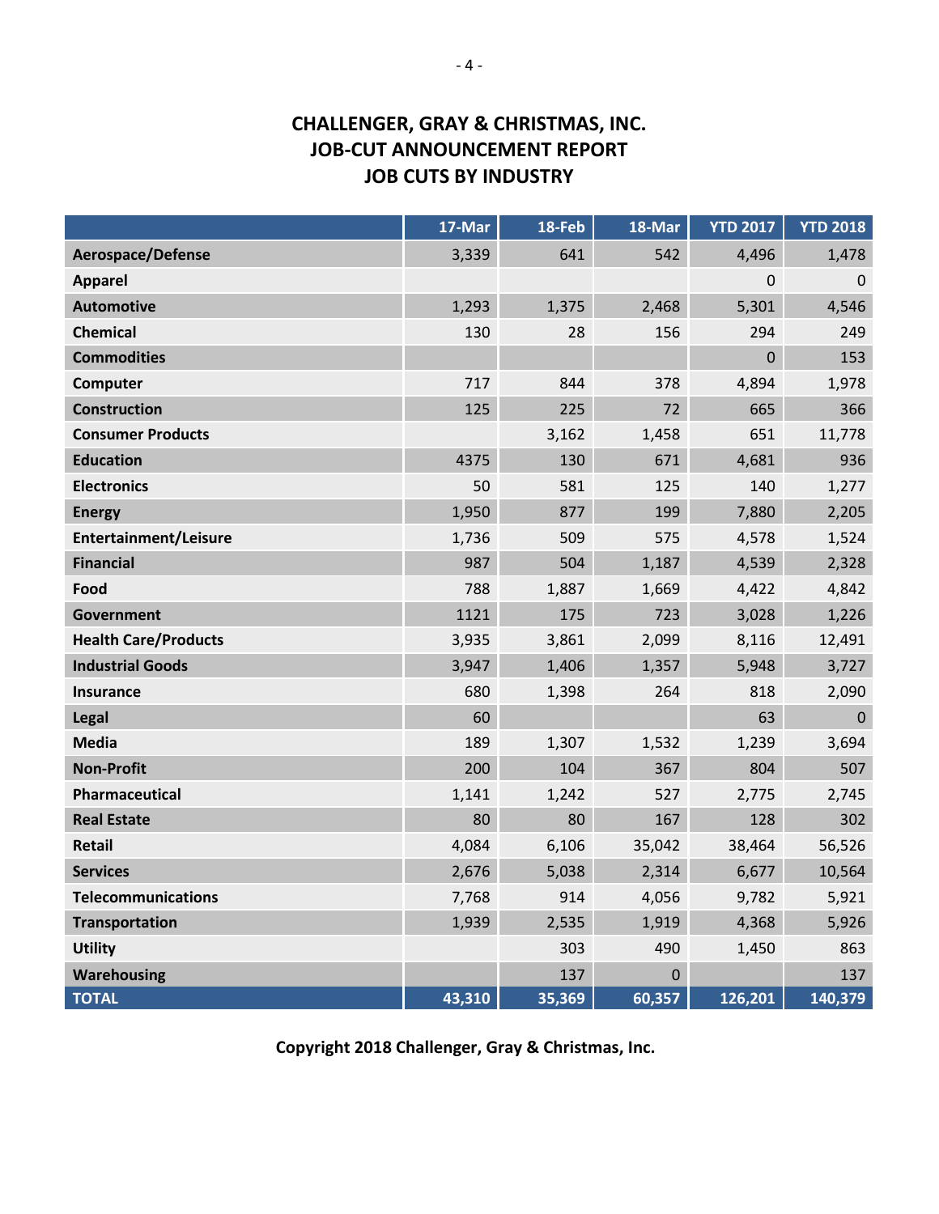# CHALLENGER, GRAY & CHRISTMAS, INC.
# JOB-CUT ANNOUNCEMENT REPORT
# JOB CUTS BY INDUSTRY

| | 17-Mar | 18-Feb | 18-Mar | YTD 2017 | YTD 2018 |
|---|---|---|---|---|---|
| **Aerospace/Defense** | 3,339 | 641 | 542 | 4,496 | 1,478 |
| **Apparel** | | | | 0 | 0 |
| **Automotive** | 1,293 | 1,375 | 2,468 | 5,301 | 4,546 |
| **Chemical** | 130 | 28 | 156 | 294 | 249 |
| **Commodities** | | | | 0 | 153 |
| **Computer** | 717 | 844 | 378 | 4,894 | 1,978 |
| **Construction** | 125 | 225 | 72 | 665 | 366 |
| **Consumer Products** | | 3,162 | 1,458 | 651 | 11,778 |
| **Education** | 4375 | 130 | 671 | 4,681 | 936 |
| **Electronics** | 50 | 581 | 125 | 140 | 1,277 |
| **Energy** | 1,950 | 877 | 199 | 7,880 | 2,205 |
| **Entertainment/Leisure** | 1,736 | 509 | 575 | 4,578 | 1,524 |
| **Financial** | 987 | 504 | 1,187 | 4,539 | 2,328 |
| **Food** | 788 | 1,887 | 1,669 | 4,422 | 4,842 |
| **Government** | 1121 | 175 | 723 | 3,028 | 1,226 |
| **Health Care/Products** | 3,935 | 3,861 | 2,099 | 8,116 | 12,491 |
| **Industrial Goods** | 3,947 | 1,406 | 1,357 | 5,948 | 3,727 |
| **Insurance** | 680 | 1,398 | 264 | 818 | 2,090 |
| **Legal** | 60 | | | 63 | 0 |
| **Media** | 189 | 1,307 | 1,532 | 1,239 | 3,694 |
| **Non-Profit** | 200 | 104 | 367 | 804 | 507 |
| **Pharmaceutical** | 1,141 | 1,242 | 527 | 2,775 | 2,745 |
| **Real Estate** | 80 | 80 | 167 | 128 | 302 |
| **Retail** | 4,084 | 6,106 | 35,042 | 38,464 | 56,526 |
| **Services** | 2,676 | 5,038 | 2,314 | 6,677 | 10,564 |
| **Telecommunications** | 7,768 | 914 | 4,056 | 9,782 | 5,921 |
| **Transportation** | 1,939 | 2,535 | 1,919 | 4,368 | 5,926 |
| **Utility** | | 303 | 490 | 1,450 | 863 |
| **Warehousing** | | 137 | 0 | | 137 |
| **TOTAL** | **43,310** | **35,369** | **60,357** | **126,201** | **140,379** |

**Copyright 2018 Challenger, Gray & Christmas, Inc.**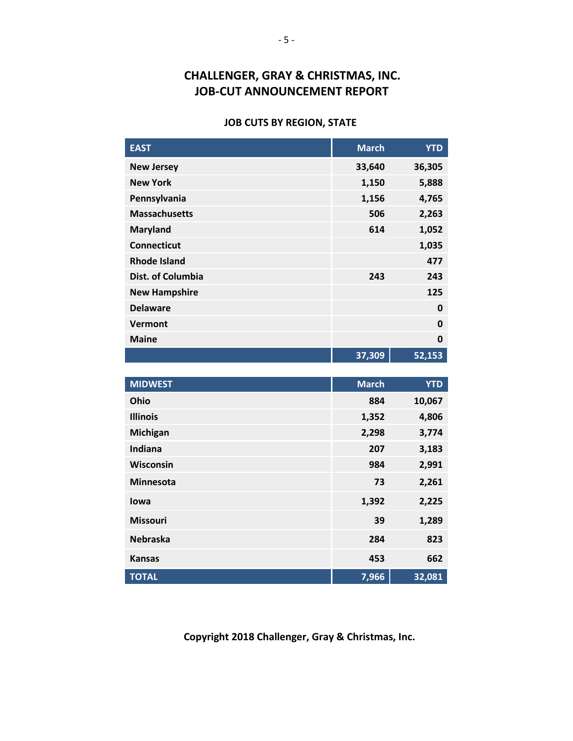## CHALLENGER, GRAY & CHRISTMAS, INC.
## JOB-CUT ANNOUNCEMENT REPORT

### JOB CUTS BY REGION, STATE

| EAST | March | YTD |
|---|---|---|
| New Jersey | 33,640 | 36,305 |
| New York | 1,150 | 5,888 |
| Pennsylvania | 1,156 | 4,765 |
| Massachusetts | 506 | 2,263 |
| Maryland | 614 | 1,052 |
| Connecticut | | 1,035 |
| Rhode Island | | 477 |
| Dist. of Columbia | 243 | 243 |
| New Hampshire | | 125 |
| Delaware | | 0 |
| Vermont | | 0 |
| Maine | | 0 |
| | 37,309 | 52,153 |

| MIDWEST | March | YTD |
|---|---|---|
| Ohio | 884 | 10,067 |
| Illinois | 1,352 | 4,806 |
| Michigan | 2,298 | 3,774 |
| Indiana | 207 | 3,183 |
| Wisconsin | 984 | 2,991 |
| Minnesota | 73 | 2,261 |
| Iowa | 1,392 | 2,225 |
| Missouri | 39 | 1,289 |
| Nebraska | 284 | 823 |
| Kansas | 453 | 662 |
| TOTAL | 7,966 | 32,081 |

**Copyright 2018 Challenger, Gray & Christmas, Inc.**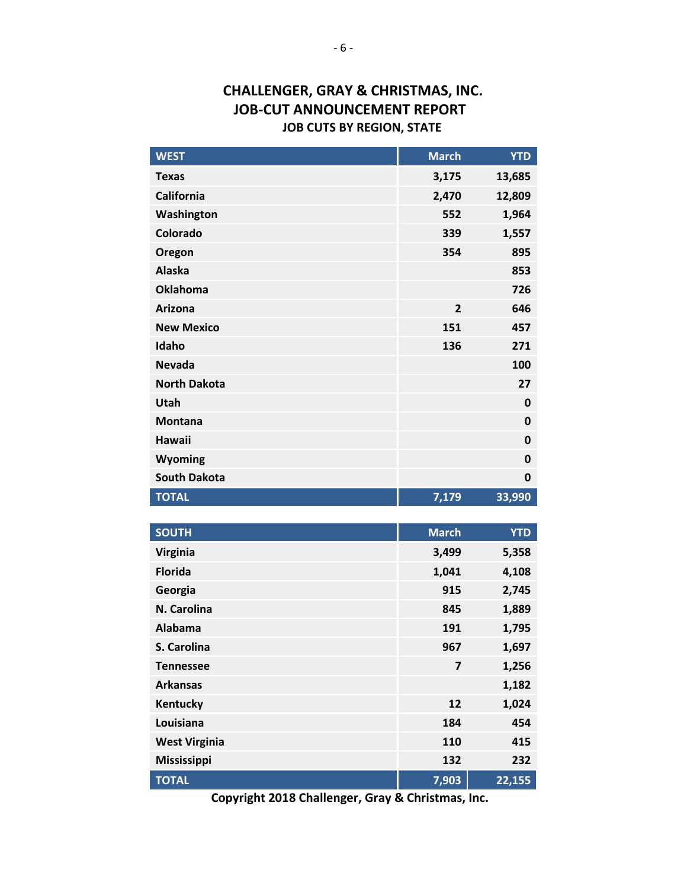# CHALLENGER, GRAY & CHRISTMAS, INC.
# JOB-CUT ANNOUNCEMENT REPORT
### JOB CUTS BY REGION, STATE

| WEST | March | YTD |
|---|---|---|
| Texas | 3,175 | 13,685 |
| California | 2,470 | 12,809 |
| Washington | 552 | 1,964 |
| Colorado | 339 | 1,557 |
| Oregon | 354 | 895 |
| Alaska | | 853 |
| Oklahoma | | 726 |
| Arizona | 2 | 646 |
| New Mexico | 151 | 457 |
| Idaho | 136 | 271 |
| Nevada | | 100 |
| North Dakota | | 27 |
| Utah | | 0 |
| Montana | | 0 |
| Hawaii | | 0 |
| Wyoming | | 0 |
| South Dakota | | 0 |
| **TOTAL** | **7,179** | **33,990** |

| SOUTH | March | YTD |
|---|---|---|
| Virginia | 3,499 | 5,358 |
| Florida | 1,041 | 4,108 |
| Georgia | 915 | 2,745 |
| N. Carolina | 845 | 1,889 |
| Alabama | 191 | 1,795 |
| S. Carolina | 967 | 1,697 |
| Tennessee | 7 | 1,256 |
| Arkansas | | 1,182 |
| Kentucky | 12 | 1,024 |
| Louisiana | 184 | 454 |
| West Virginia | 110 | 415 |
| Mississippi | 132 | 232 |
| **TOTAL** | **7,903** | **22,155** |

**Copyright 2018 Challenger, Gray & Christmas, Inc.**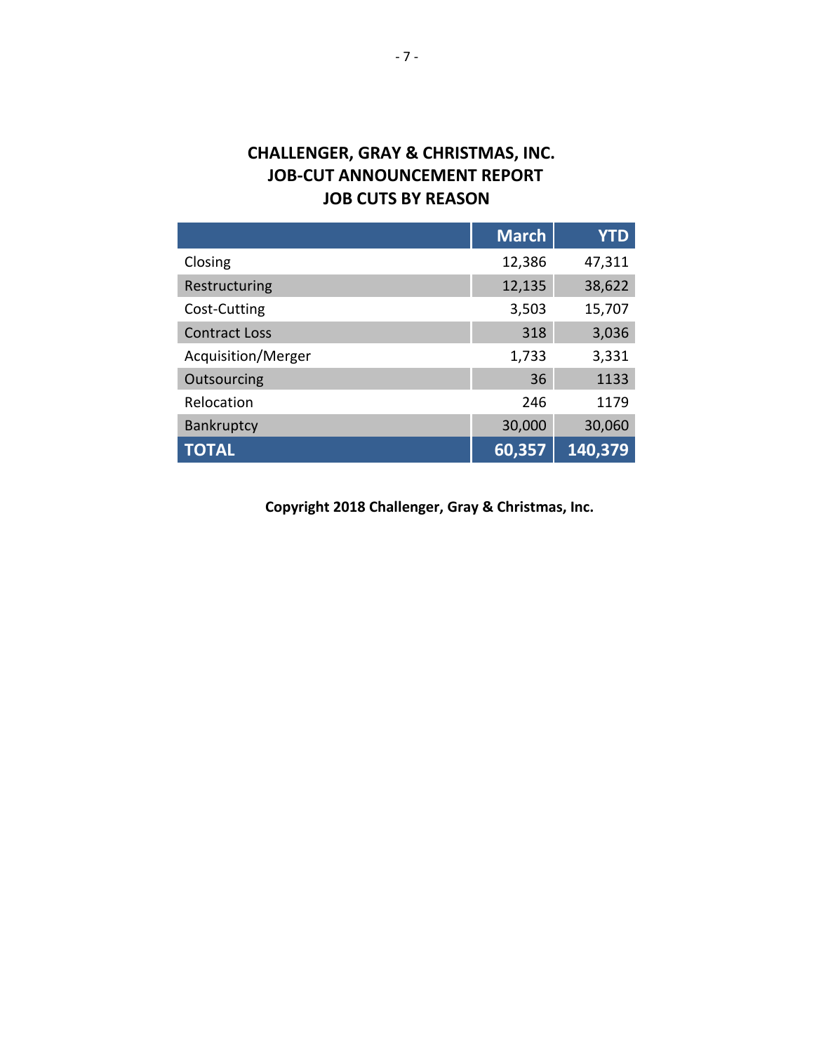# CHALLENGER, GRAY & CHRISTMAS, INC.
## JOB-CUT ANNOUNCEMENT REPORT
## JOB CUTS BY REASON

| | March | YTD |
|---|---|---|
| Closing | 12,386 | 47,311 |
| Restructuring | 12,135 | 38,622 |
| Cost-Cutting | 3,503 | 15,707 |
| Contract Loss | 318 | 3,036 |
| Acquisition/Merger | 1,733 | 3,331 |
| Outsourcing | 36 | 1133 |
| Relocation | 246 | 1179 |
| Bankruptcy | 30,000 | 30,060 |
| **TOTAL** | **60,357** | **140,379** |

**Copyright 2018 Challenger, Gray & Christmas, Inc.**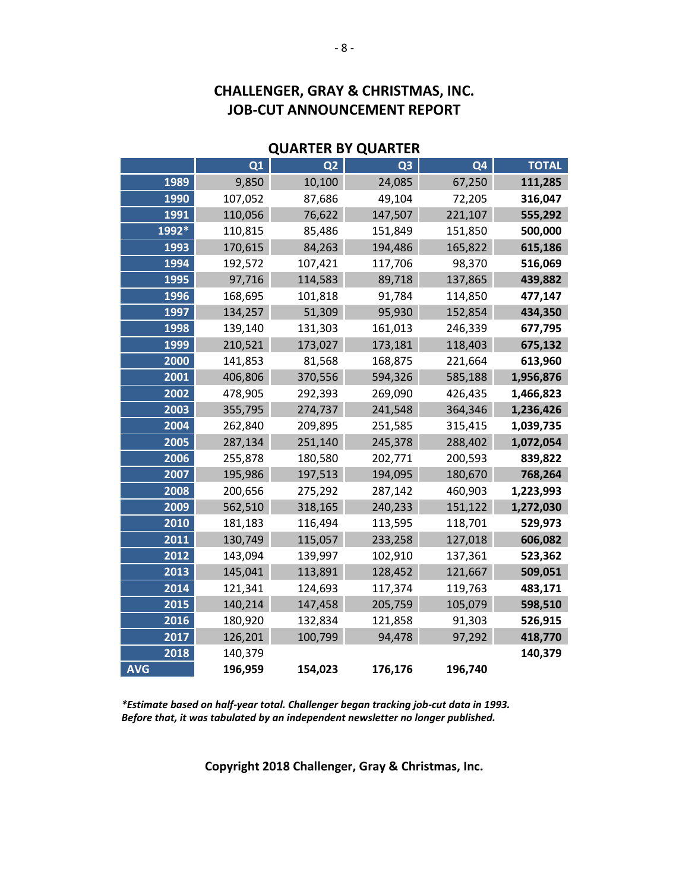# CHALLENGER, GRAY & CHRISTMAS, INC.
# JOB-CUT ANNOUNCEMENT REPORT

## QUARTER BY QUARTER

| | Q1 | Q2 | Q3 | Q4 | TOTAL |
|---|---|---|---|---|---|
| 1989 | 9,850 | 10,100 | 24,085 | 67,250 | **111,285** |
| 1990 | 107,052 | 87,686 | 49,104 | 72,205 | **316,047** |
| 1991 | 110,056 | 76,622 | 147,507 | 221,107 | **555,292** |
| 1992* | 110,815 | 85,486 | 151,849 | 151,850 | **500,000** |
| 1993 | 170,615 | 84,263 | 194,486 | 165,822 | **615,186** |
| 1994 | 192,572 | 107,421 | 117,706 | 98,370 | **516,069** |
| 1995 | 97,716 | 114,583 | 89,718 | 137,865 | **439,882** |
| 1996 | 168,695 | 101,818 | 91,784 | 114,850 | **477,147** |
| 1997 | 134,257 | 51,309 | 95,930 | 152,854 | **434,350** |
| 1998 | 139,140 | 131,303 | 161,013 | 246,339 | **677,795** |
| 1999 | 210,521 | 173,027 | 173,181 | 118,403 | **675,132** |
| 2000 | 141,853 | 81,568 | 168,875 | 221,664 | **613,960** |
| 2001 | 406,806 | 370,556 | 594,326 | 585,188 | **1,956,876** |
| 2002 | 478,905 | 292,393 | 269,090 | 426,435 | **1,466,823** |
| 2003 | 355,795 | 274,737 | 241,548 | 364,346 | **1,236,426** |
| 2004 | 262,840 | 209,895 | 251,585 | 315,415 | **1,039,735** |
| 2005 | 287,134 | 251,140 | 245,378 | 288,402 | **1,072,054** |
| 2006 | 255,878 | 180,580 | 202,771 | 200,593 | **839,822** |
| 2007 | 195,986 | 197,513 | 194,095 | 180,670 | **768,264** |
| 2008 | 200,656 | 275,292 | 287,142 | 460,903 | **1,223,993** |
| 2009 | 562,510 | 318,165 | 240,233 | 151,122 | **1,272,030** |
| 2010 | 181,183 | 116,494 | 113,595 | 118,701 | **529,973** |
| 2011 | 130,749 | 115,057 | 233,258 | 127,018 | **606,082** |
| 2012 | 143,094 | 139,997 | 102,910 | 137,361 | **523,362** |
| 2013 | 145,041 | 113,891 | 128,452 | 121,667 | **509,051** |
| 2014 | 121,341 | 124,693 | 117,374 | 119,763 | **483,171** |
| 2015 | 140,214 | 147,458 | 205,759 | 105,079 | **598,510** |
| 2016 | 180,920 | 132,834 | 121,858 | 91,303 | **526,915** |
| 2017 | 126,201 | 100,799 | 94,478 | 97,292 | **418,770** |
| 2018 | 140,379 | | | | **140,379** |
| AVG | **196,959** | **154,023** | **176,176** | **196,740** | |

***Estimate based on half-year total. Challenger began tracking job-cut data in 1993. Before that, it was tabulated by an independent newsletter no longer published.***

**Copyright 2018 Challenger, Gray & Christmas, Inc.**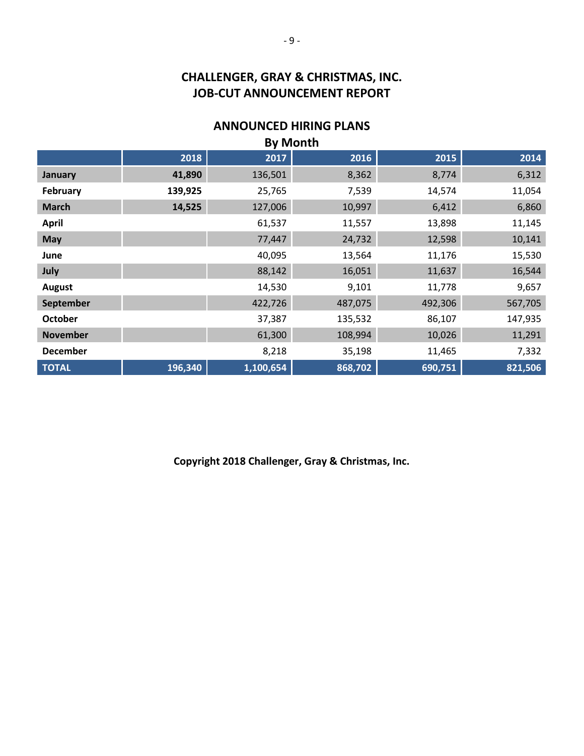# CHALLENGER, GRAY & CHRISTMAS, INC.
# JOB-CUT ANNOUNCEMENT REPORT

## ANNOUNCED HIRING PLANS
### By Month

| | 2018 | 2017 | 2016 | 2015 | 2014 |
|---|---|---|---|---|---|
| **January** | **41,890** | 136,501 | 8,362 | 8,774 | 6,312 |
| **February** | **139,925** | 25,765 | 7,539 | 14,574 | 11,054 |
| **March** | **14,525** | 127,006 | 10,997 | 6,412 | 6,860 |
| **April** | | 61,537 | 11,557 | 13,898 | 11,145 |
| **May** | | 77,447 | 24,732 | 12,598 | 10,141 |
| **June** | | 40,095 | 13,564 | 11,176 | 15,530 |
| **July** | | 88,142 | 16,051 | 11,637 | 16,544 |
| **August** | | 14,530 | 9,101 | 11,778 | 9,657 |
| **September** | | 422,726 | 487,075 | 492,306 | 567,705 |
| **October** | | 37,387 | 135,532 | 86,107 | 147,935 |
| **November** | | 61,300 | 108,994 | 10,026 | 11,291 |
| **December** | | 8,218 | 35,198 | 11,465 | 7,332 |
| **TOTAL** | **196,340** | **1,100,654** | **868,702** | **690,751** | **821,506** |

**Copyright 2018 Challenger, Gray & Christmas, Inc.**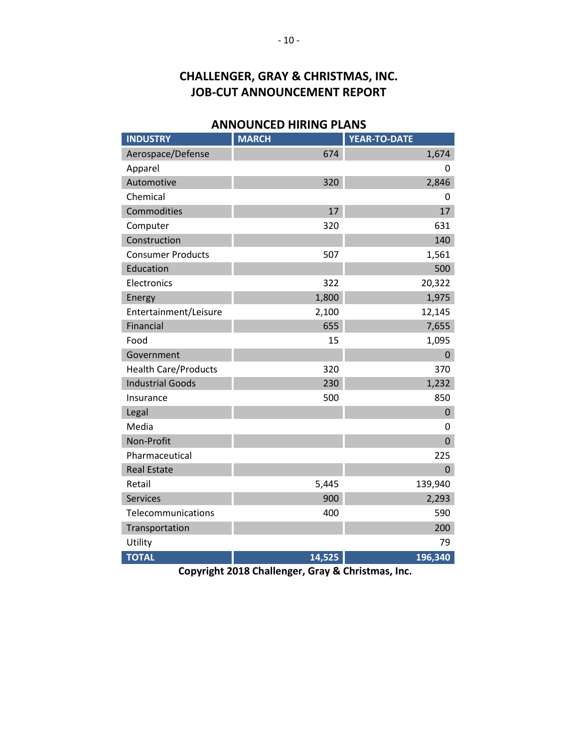# CHALLENGER, GRAY & CHRISTMAS, INC.
# JOB-CUT ANNOUNCEMENT REPORT

## ANNOUNCED HIRING PLANS

| INDUSTRY | MARCH | YEAR-TO-DATE |
|---|---|---|
| Aerospace/Defense | 674 | 1,674 |
| Apparel | | 0 |
| Automotive | 320 | 2,846 |
| Chemical | | 0 |
| Commodities | 17 | 17 |
| Computer | 320 | 631 |
| Construction | | 140 |
| Consumer Products | 507 | 1,561 |
| Education | | 500 |
| Electronics | 322 | 20,322 |
| Energy | 1,800 | 1,975 |
| Entertainment/Leisure | 2,100 | 12,145 |
| Financial | 655 | 7,655 |
| Food | 15 | 1,095 |
| Government | | 0 |
| Health Care/Products | 320 | 370 |
| Industrial Goods | 230 | 1,232 |
| Insurance | 500 | 850 |
| Legal | | 0 |
| Media | | 0 |
| Non-Profit | | 0 |
| Pharmaceutical | | 225 |
| Real Estate | | 0 |
| Retail | 5,445 | 139,940 |
| Services | 900 | 2,293 |
| Telecommunications | 400 | 590 |
| Transportation | | 200 |
| Utility | | 79 |
| **TOTAL** | **14,525** | **196,340** |

**Copyright 2018 Challenger, Gray & Christmas, Inc.**